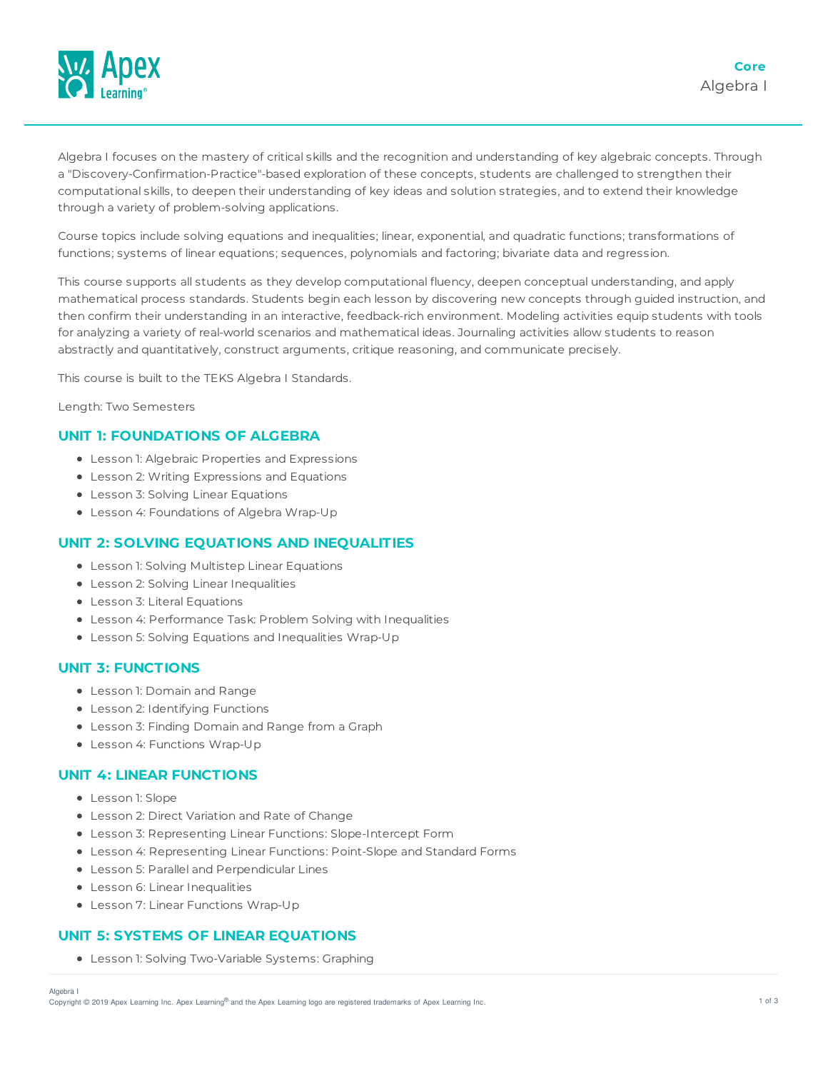**Core**

# Algebra I

Algebra I focuses on the mastery of critical skills and the recognition and understanding of key algebraic concepts. Through a "Discovery-Confirmation-Practice"-based exploration of these concepts, students are challenged to strengthen their computational skills, to deepen their understanding of key ideas and solution strategies, and to extend their knowledge through a variety of problem-solving applications.

Course topics include solving equations and inequalities; linear, exponential, and quadratic functions; transformations of functions; systems of linear equations; sequences, polynomials and factoring; bivariate data and regression.

This course supports all students as they develop computational fluency, deepen conceptual understanding, and apply mathematical process standards. Students begin each lesson by discovering new concepts through guided instruction, and then confirm their understanding in an interactive, feedback-rich environment. Modeling activities equip students with tools for analyzing a variety of real-world scenarios and mathematical ideas. Journaling activities allow students to reason abstractly and quantitatively, construct arguments, critique reasoning, and communicate precisely.

This course is built to the TEKS Algebra I Standards.

Length: Two Semesters

## UNIT 1: FOUNDATIONS OF ALGEBRA

- Lesson 1: Algebraic Properties and Expressions
- Lesson 2: Writing Expressions and Equations
- Lesson 3: Solving Linear Equations
- Lesson 4: Foundations of Algebra Wrap-Up

## UNIT 2: SOLVING EQUATIONS AND INEQUALITIES

- Lesson 1: Solving Multistep Linear Equations
- Lesson 2: Solving Linear Inequalities
- Lesson 3: Literal Equations
- Lesson 4: Performance Task: Problem Solving with Inequalities
- Lesson 5: Solving Equations and Inequalities Wrap-Up

## UNIT 3: FUNCTIONS

- Lesson 1: Domain and Range
- Lesson 2: Identifying Functions
- Lesson 3: Finding Domain and Range from a Graph
- Lesson 4: Functions Wrap-Up

## UNIT 4: LINEAR FUNCTIONS

- Lesson 1: Slope
- Lesson 2: Direct Variation and Rate of Change
- Lesson 3: Representing Linear Functions: Slope-Intercept Form
- Lesson 4: Representing Linear Functions: Point-Slope and Standard Forms
- Lesson 5: Parallel and Perpendicular Lines
- Lesson 6: Linear Inequalities
- Lesson 7: Linear Functions Wrap-Up

## UNIT 5: SYSTEMS OF LINEAR EQUATIONS

- Lesson 1: Solving Two-Variable Systems: Graphing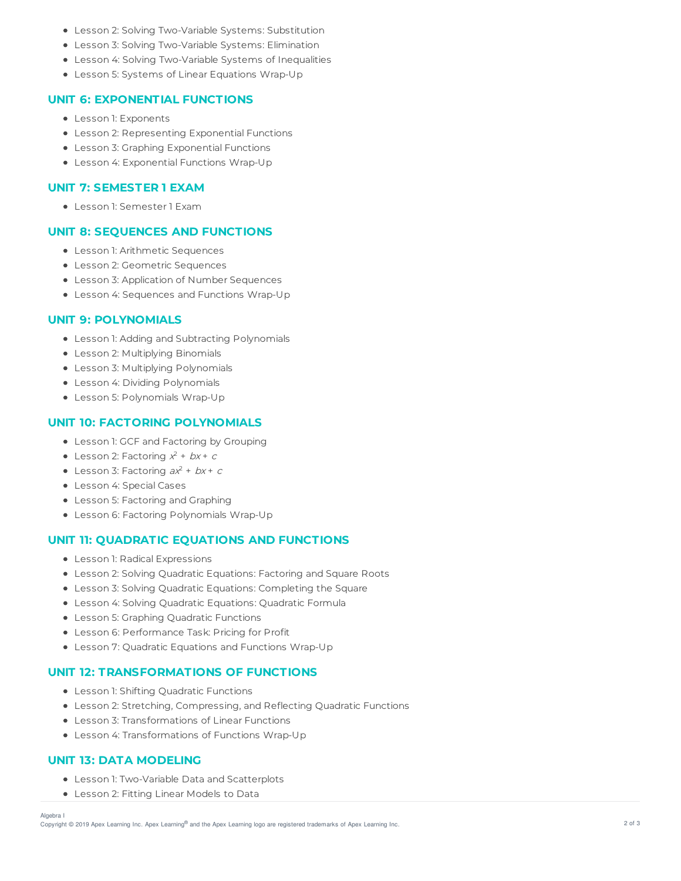- Lesson 2: Solving Two-Variable Systems: Substitution
- Lesson 3: Solving Two-Variable Systems: Elimination
- Lesson 4: Solving Two-Variable Systems of Inequalities
- Lesson 5: Systems of Linear Equations Wrap-Up

## UNIT 6: EXPONENTIAL FUNCTIONS

- Lesson 1: Exponents
- Lesson 2: Representing Exponential Functions
- Lesson 3: Graphing Exponential Functions
- Lesson 4: Exponential Functions Wrap-Up

## UNIT 7: SEMESTER 1 EXAM

- Lesson 1: Semester 1 Exam

## UNIT 8: SEQUENCES AND FUNCTIONS

- Lesson 1: Arithmetic Sequences
- Lesson 2: Geometric Sequences
- Lesson 3: Application of Number Sequences
- Lesson 4: Sequences and Functions Wrap-Up

## UNIT 9: POLYNOMIALS

- Lesson 1: Adding and Subtracting Polynomials
- Lesson 2: Multiplying Binomials
- Lesson 3: Multiplying Polynomials
- Lesson 4: Dividing Polynomials
- Lesson 5: Polynomials Wrap-Up

## UNIT 10: FACTORING POLYNOMIALS

- Lesson 1: GCF and Factoring by Grouping
- Lesson 2: Factoring $x^2 + bx + c$
- Lesson 3: Factoring $ax^2 + bx + c$
- Lesson 4: Special Cases
- Lesson 5: Factoring and Graphing
- Lesson 6: Factoring Polynomials Wrap-Up

## UNIT 11: QUADRATIC EQUATIONS AND FUNCTIONS

- Lesson 1: Radical Expressions
- Lesson 2: Solving Quadratic Equations: Factoring and Square Roots
- Lesson 3: Solving Quadratic Equations: Completing the Square
- Lesson 4: Solving Quadratic Equations: Quadratic Formula
- Lesson 5: Graphing Quadratic Functions
- Lesson 6: Performance Task: Pricing for Profit
- Lesson 7: Quadratic Equations and Functions Wrap-Up

## UNIT 12: TRANSFORMATIONS OF FUNCTIONS

- Lesson 1: Shifting Quadratic Functions
- Lesson 2: Stretching, Compressing, and Reflecting Quadratic Functions
- Lesson 3: Transformations of Linear Functions
- Lesson 4: Transformations of Functions Wrap-Up

## UNIT 13: DATA MODELING

- Lesson 1: Two-Variable Data and Scatterplots
- Lesson 2: Fitting Linear Models to Data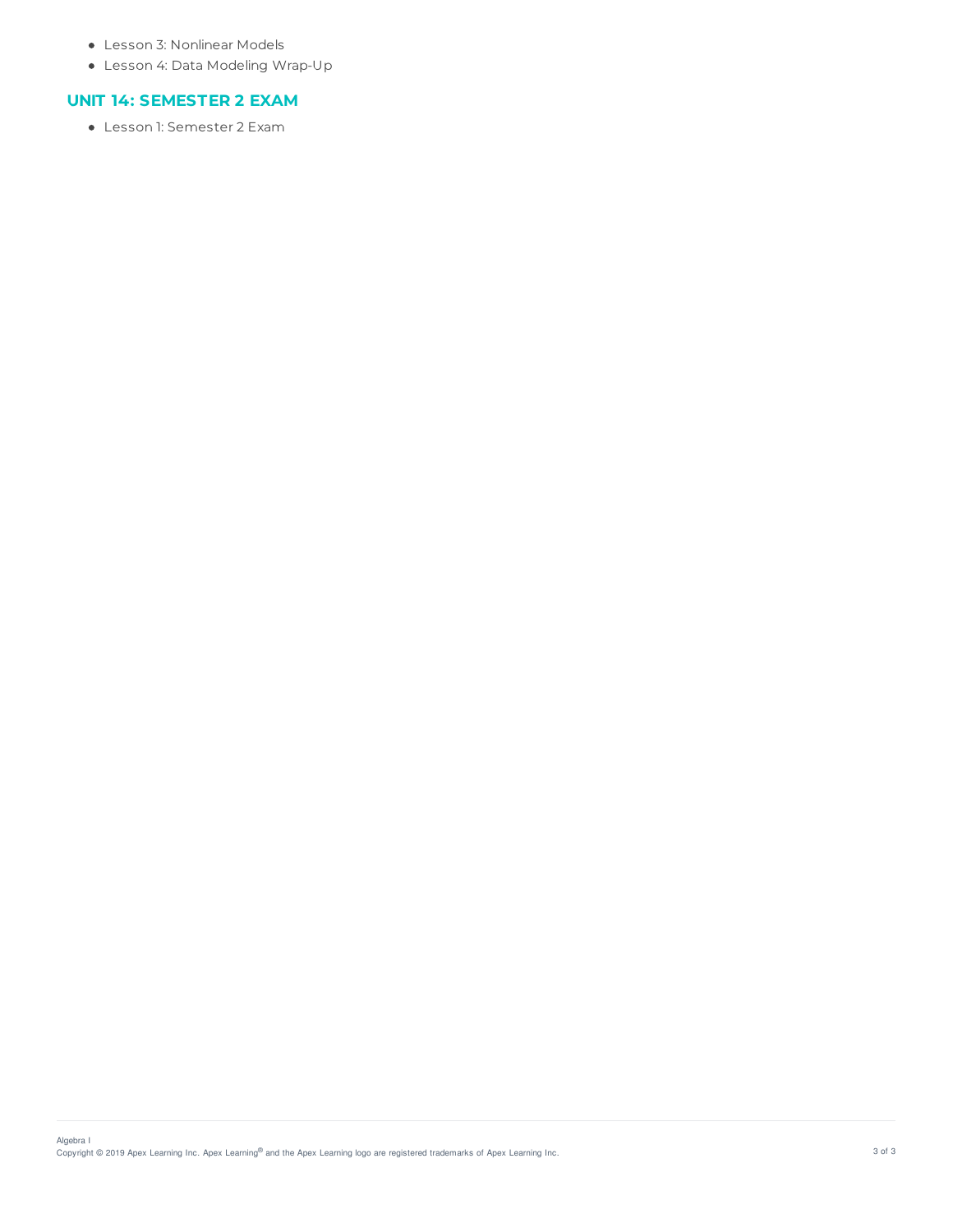- Lesson 3: Nonlinear Models
- Lesson 4: Data Modeling Wrap-Up

## UNIT 14: SEMESTER 2 EXAM

- Lesson 1: Semester 2 Exam